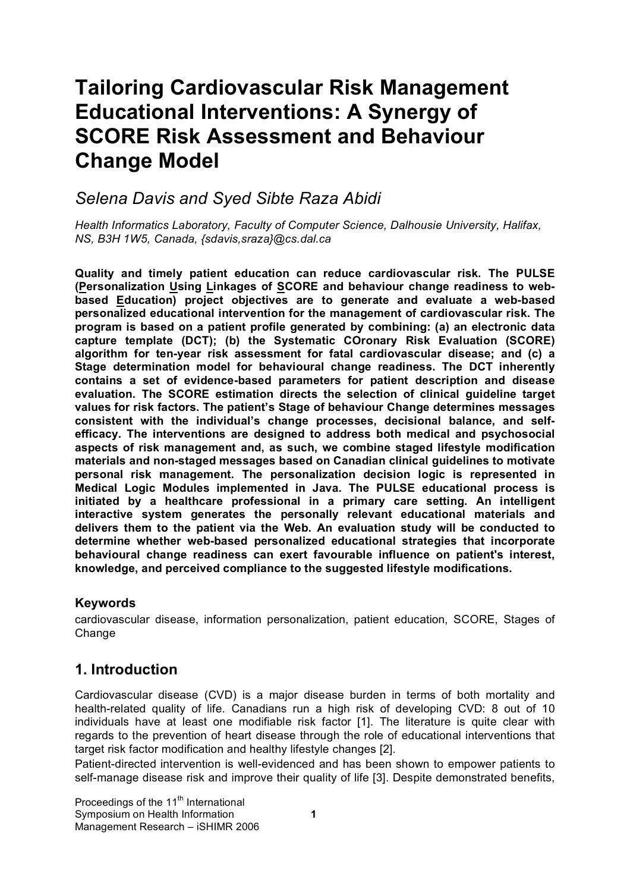# Tailoring Cardiovascular Risk Management Educational Interventions: A Synergy of SCORE Risk Assessment and Behaviour Change Model

*Selena Davis and Syed Sibte Raza Abidi*

*Health Informatics Laboratory, Faculty of Computer Science, Dalhousie University, Halifax, NS, B3H 1W5, Canada, {sdavis,sraza}@cs.dal.ca*

**Quality and timely patient education can reduce cardiovascular risk. The PULSE (Personalization Using Linkages of SCORE and behaviour change readiness to web-based Education) project objectives are to generate and evaluate a web-based personalized educational intervention for the management of cardiovascular risk. The program is based on a patient profile generated by combining: (a) an electronic data capture template (DCT); (b) the Systematic COronary Risk Evaluation (SCORE) algorithm for ten-year risk assessment for fatal cardiovascular disease; and (c) a Stage determination model for behavioural change readiness. The DCT inherently contains a set of evidence-based parameters for patient description and disease evaluation. The SCORE estimation directs the selection of clinical guideline target values for risk factors. The patient's Stage of behaviour Change determines messages consistent with the individual's change processes, decisional balance, and self-efficacy. The interventions are designed to address both medical and psychosocial aspects of risk management and, as such, we combine staged lifestyle modification materials and non-staged messages based on Canadian clinical guidelines to motivate personal risk management. The personalization decision logic is represented in Medical Logic Modules implemented in Java. The PULSE educational process is initiated by a healthcare professional in a primary care setting. An intelligent interactive system generates the personally relevant educational materials and delivers them to the patient via the Web. An evaluation study will be conducted to determine whether web-based personalized educational strategies that incorporate behavioural change readiness can exert favourable influence on patient's interest, knowledge, and perceived compliance to the suggested lifestyle modifications.**

### Keywords

cardiovascular disease, information personalization, patient education, SCORE, Stages of Change

## 1. Introduction

Cardiovascular disease (CVD) is a major disease burden in terms of both mortality and health-related quality of life. Canadians run a high risk of developing CVD: 8 out of 10 individuals have at least one modifiable risk factor [1]. The literature is quite clear with regards to the prevention of heart disease through the role of educational interventions that target risk factor modification and healthy lifestyle changes [2].

Patient-directed intervention is well-evidenced and has been shown to empower patients to self-manage disease risk and improve their quality of life [3]. Despite demonstrated benefits,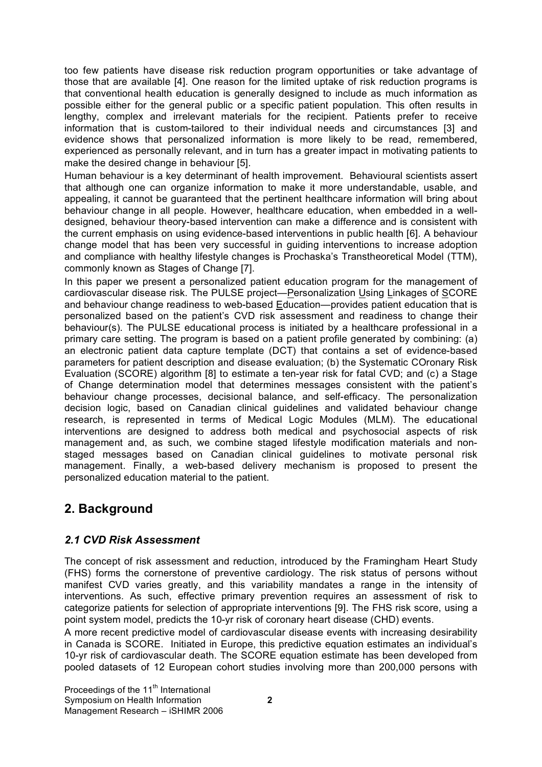too few patients have disease risk reduction program opportunities or take advantage of those that are available [4]. One reason for the limited uptake of risk reduction programs is that conventional health education is generally designed to include as much information as possible either for the general public or a specific patient population. This often results in lengthy, complex and irrelevant materials for the recipient. Patients prefer to receive information that is custom-tailored to their individual needs and circumstances [3] and evidence shows that personalized information is more likely to be read, remembered, experienced as personally relevant, and in turn has a greater impact in motivating patients to make the desired change in behaviour [5].

Human behaviour is a key determinant of health improvement. Behavioural scientists assert that although one can organize information to make it more understandable, usable, and appealing, it cannot be guaranteed that the pertinent healthcare information will bring about behaviour change in all people. However, healthcare education, when embedded in a well-designed, behaviour theory-based intervention can make a difference and is consistent with the current emphasis on using evidence-based interventions in public health [6]. A behaviour change model that has been very successful in guiding interventions to increase adoption and compliance with healthy lifestyle changes is Prochaska's Transtheoretical Model (TTM), commonly known as Stages of Change [7].

In this paper we present a personalized patient education program for the management of cardiovascular disease risk. The PULSE project—Personalization Using Linkages of SCORE and behaviour change readiness to web-based Education—provides patient education that is personalized based on the patient's CVD risk assessment and readiness to change their behaviour(s). The PULSE educational process is initiated by a healthcare professional in a primary care setting. The program is based on a patient profile generated by combining: (a) an electronic patient data capture template (DCT) that contains a set of evidence-based parameters for patient description and disease evaluation; (b) the Systematic COronary Risk Evaluation (SCORE) algorithm [8] to estimate a ten-year risk for fatal CVD; and (c) a Stage of Change determination model that determines messages consistent with the patient's behaviour change processes, decisional balance, and self-efficacy. The personalization decision logic, based on Canadian clinical guidelines and validated behaviour change research, is represented in terms of Medical Logic Modules (MLM). The educational interventions are designed to address both medical and psychosocial aspects of risk management and, as such, we combine staged lifestyle modification materials and non-staged messages based on Canadian clinical guidelines to motivate personal risk management. Finally, a web-based delivery mechanism is proposed to present the personalized education material to the patient.

## 2. Background

### *2.1 CVD Risk Assessment*

The concept of risk assessment and reduction, introduced by the Framingham Heart Study (FHS) forms the cornerstone of preventive cardiology. The risk status of persons without manifest CVD varies greatly, and this variability mandates a range in the intensity of interventions. As such, effective primary prevention requires an assessment of risk to categorize patients for selection of appropriate interventions [9]. The FHS risk score, using a point system model, predicts the 10-yr risk of coronary heart disease (CHD) events.

A more recent predictive model of cardiovascular disease events with increasing desirability in Canada is SCORE. Initiated in Europe, this predictive equation estimates an individual's 10-yr risk of cardiovascular death. The SCORE equation estimate has been developed from pooled datasets of 12 European cohort studies involving more than 200,000 persons with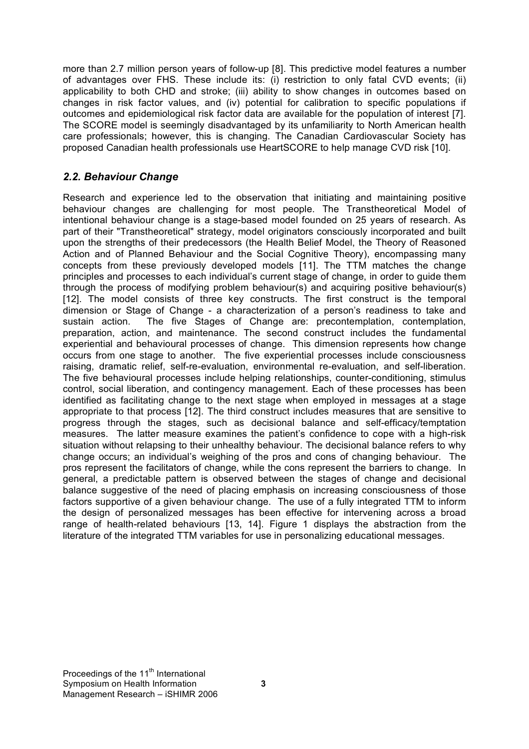more than 2.7 million person years of follow-up [8]. This predictive model features a number of advantages over FHS. These include its: (i) restriction to only fatal CVD events; (ii) applicability to both CHD and stroke; (iii) ability to show changes in outcomes based on changes in risk factor values, and (iv) potential for calibration to specific populations if outcomes and epidemiological risk factor data are available for the population of interest [7]. The SCORE model is seemingly disadvantaged by its unfamiliarity to North American health care professionals; however, this is changing. The Canadian Cardiovascular Society has proposed Canadian health professionals use HeartSCORE to help manage CVD risk [10].

## *2.2. Behaviour Change*

Research and experience led to the observation that initiating and maintaining positive behaviour changes are challenging for most people. The Transtheoretical Model of intentional behaviour change is a stage-based model founded on 25 years of research. As part of their "Transtheoretical" strategy, model originators consciously incorporated and built upon the strengths of their predecessors (the Health Belief Model, the Theory of Reasoned Action and of Planned Behaviour and the Social Cognitive Theory), encompassing many concepts from these previously developed models [11]. The TTM matches the change principles and processes to each individual's current stage of change, in order to guide them through the process of modifying problem behaviour(s) and acquiring positive behaviour(s) [12]. The model consists of three key constructs. The first construct is the temporal dimension or Stage of Change - a characterization of a person's readiness to take and sustain action. The five Stages of Change are: precontemplation, contemplation, preparation, action, and maintenance. The second construct includes the fundamental experiential and behavioural processes of change. This dimension represents how change occurs from one stage to another. The five experiential processes include consciousness raising, dramatic relief, self-re-evaluation, environmental re-evaluation, and self-liberation. The five behavioural processes include helping relationships, counter-conditioning, stimulus control, social liberation, and contingency management. Each of these processes has been identified as facilitating change to the next stage when employed in messages at a stage appropriate to that process [12]. The third construct includes measures that are sensitive to progress through the stages, such as decisional balance and self-efficacy/temptation measures. The latter measure examines the patient's confidence to cope with a high-risk situation without relapsing to their unhealthy behaviour. The decisional balance refers to why change occurs; an individual's weighing of the pros and cons of changing behaviour. The pros represent the facilitators of change, while the cons represent the barriers to change. In general, a predictable pattern is observed between the stages of change and decisional balance suggestive of the need of placing emphasis on increasing consciousness of those factors supportive of a given behaviour change. The use of a fully integrated TTM to inform the design of personalized messages has been effective for intervening across a broad range of health-related behaviours [13, 14]. Figure 1 displays the abstraction from the literature of the integrated TTM variables for use in personalizing educational messages.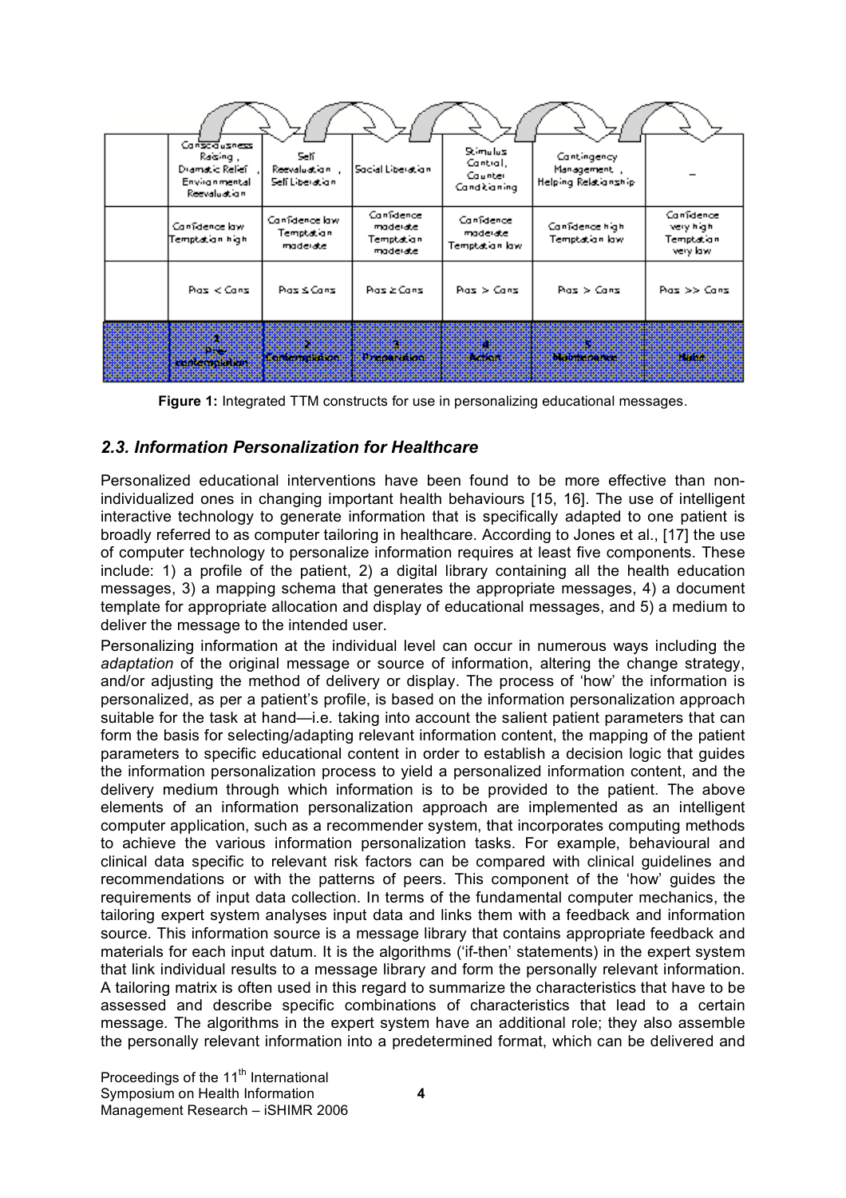|  | Consciousness Raising , Dramatic Relief , Environmental Reevaluation | Self Reevaluation , Self Liberation | Social Liberation | Stimulus Control, Counter Conditioning | Contingency Management , Helping Relationship | – |
|---|---|---|---|---|---|---|
|  | Confidence low Temptation high | Confidence low Temptation moderate | Confidence moderate Temptation moderate | Confidence moderate Temptation low | Confidence high Temptation low | Confidence very high Temptation very low |
|  | Pros < Cons | Pros ≤ Cons | Pros ≥ Cons | Pros > Cons | Pros > Cons | Pros >> Cons |
|  | 1 Pre-contemplation | 2 Contemplation | 3 Preparation | 4 Action | 5 Maintenance | Habit |

**Figure 1:** Integrated TTM constructs for use in personalizing educational messages.

## *2.3. Information Personalization for Healthcare*

Personalized educational interventions have been found to be more effective than non-individualized ones in changing important health behaviours [15, 16]. The use of intelligent interactive technology to generate information that is specifically adapted to one patient is broadly referred to as computer tailoring in healthcare. According to Jones et al., [17] the use of computer technology to personalize information requires at least five components. These include: 1) a profile of the patient, 2) a digital library containing all the health education messages, 3) a mapping schema that generates the appropriate messages, 4) a document template for appropriate allocation and display of educational messages, and 5) a medium to deliver the message to the intended user.

Personalizing information at the individual level can occur in numerous ways including the *adaptation* of the original message or source of information, altering the change strategy, and/or adjusting the method of delivery or display. The process of 'how' the information is personalized, as per a patient's profile, is based on the information personalization approach suitable for the task at hand—i.e. taking into account the salient patient parameters that can form the basis for selecting/adapting relevant information content, the mapping of the patient parameters to specific educational content in order to establish a decision logic that guides the information personalization process to yield a personalized information content, and the delivery medium through which information is to be provided to the patient. The above elements of an information personalization approach are implemented as an intelligent computer application, such as a recommender system, that incorporates computing methods to achieve the various information personalization tasks. For example, behavioural and clinical data specific to relevant risk factors can be compared with clinical guidelines and recommendations or with the patterns of peers. This component of the 'how' guides the requirements of input data collection. In terms of the fundamental computer mechanics, the tailoring expert system analyses input data and links them with a feedback and information source. This information source is a message library that contains appropriate feedback and materials for each input datum. It is the algorithms ('if-then' statements) in the expert system that link individual results to a message library and form the personally relevant information. A tailoring matrix is often used in this regard to summarize the characteristics that have to be assessed and describe specific combinations of characteristics that lead to a certain message. The algorithms in the expert system have an additional role; they also assemble the personally relevant information into a predetermined format, which can be delivered and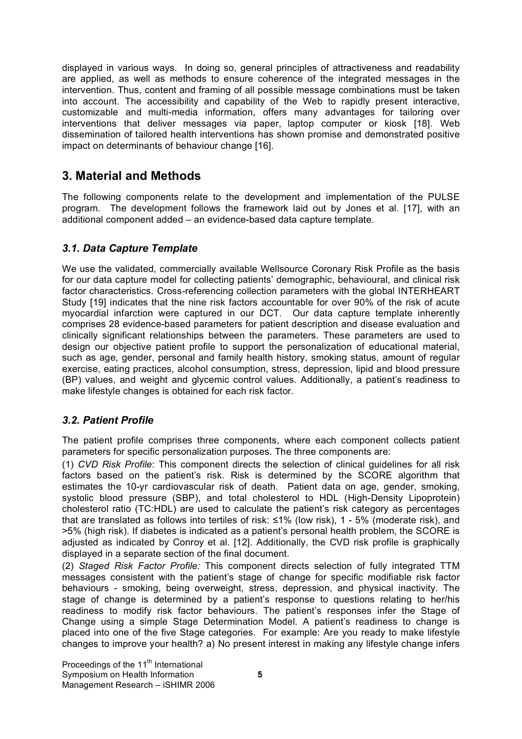displayed in various ways. In doing so, general principles of attractiveness and readability are applied, as well as methods to ensure coherence of the integrated messages in the intervention. Thus, content and framing of all possible message combinations must be taken into account. The accessibility and capability of the Web to rapidly present interactive, customizable and multi-media information, offers many advantages for tailoring over interventions that deliver messages via paper, laptop computer or kiosk [18]. Web dissemination of tailored health interventions has shown promise and demonstrated positive impact on determinants of behaviour change [16].

## 3. Material and Methods

The following components relate to the development and implementation of the PULSE program. The development follows the framework laid out by Jones et al. [17], with an additional component added – an evidence-based data capture template.

### *3.1. Data Capture Template*

We use the validated, commercially available Wellsource Coronary Risk Profile as the basis for our data capture model for collecting patients' demographic, behavioural, and clinical risk factor characteristics. Cross-referencing collection parameters with the global INTERHEART Study [19] indicates that the nine risk factors accountable for over 90% of the risk of acute myocardial infarction were captured in our DCT. Our data capture template inherently comprises 28 evidence-based parameters for patient description and disease evaluation and clinically significant relationships between the parameters. These parameters are used to design our objective patient profile to support the personalization of educational material, such as age, gender, personal and family health history, smoking status, amount of regular exercise, eating practices, alcohol consumption, stress, depression, lipid and blood pressure (BP) values, and weight and glycemic control values. Additionally, a patient's readiness to make lifestyle changes is obtained for each risk factor.

### *3.2. Patient Profile*

The patient profile comprises three components, where each component collects patient parameters for specific personalization purposes. The three components are:

(1) *CVD Risk Profile*: This component directs the selection of clinical guidelines for all risk factors based on the patient's risk. Risk is determined by the SCORE algorithm that estimates the 10-yr cardiovascular risk of death. Patient data on age, gender, smoking, systolic blood pressure (SBP), and total cholesterol to HDL (High-Density Lipoprotein) cholesterol ratio (TC:HDL) are used to calculate the patient's risk category as percentages that are translated as follows into tertiles of risk: ≤1% (low risk), 1 - 5% (moderate risk), and >5% (high risk). If diabetes is indicated as a patient's personal health problem, the SCORE is adjusted as indicated by Conroy et al. [12]. Additionally, the CVD risk profile is graphically displayed in a separate section of the final document.

(2) *Staged Risk Factor Profile:* This component directs selection of fully integrated TTM messages consistent with the patient's stage of change for specific modifiable risk factor behaviours - smoking, being overweight, stress, depression, and physical inactivity. The stage of change is determined by a patient's response to questions relating to her/his readiness to modify risk factor behaviours. The patient's responses infer the Stage of Change using a simple Stage Determination Model. A patient's readiness to change is placed into one of the five Stage categories. For example: Are you ready to make lifestyle changes to improve your health? a) No present interest in making any lifestyle change infers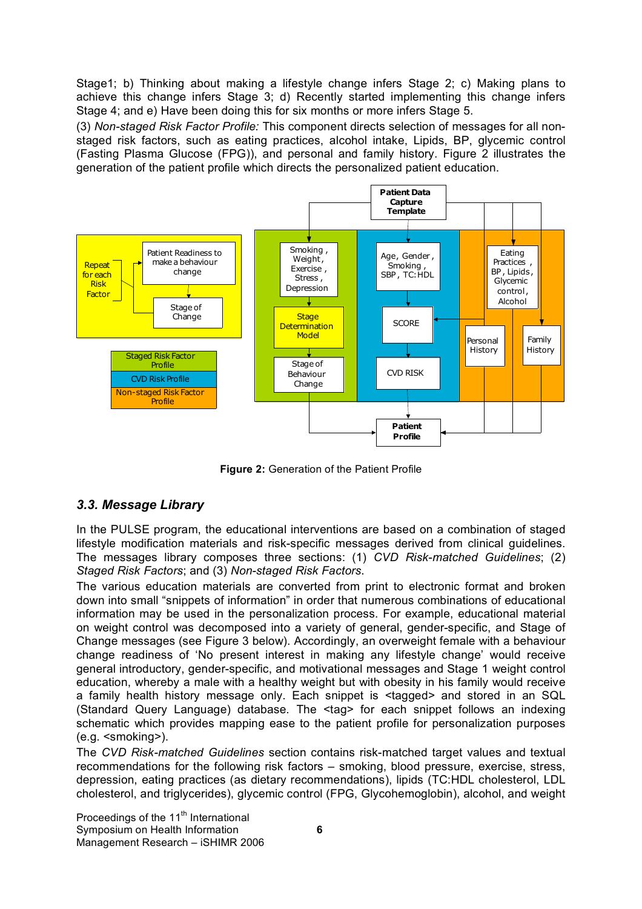Stage1; b) Thinking about making a lifestyle change infers Stage 2; c) Making plans to achieve this change infers Stage 3; d) Recently started implementing this change infers Stage 4; and e) Have been doing this for six months or more infers Stage 5.

(3) *Non-staged Risk Factor Profile:* This component directs selection of messages for all non-staged risk factors, such as eating practices, alcohol intake, Lipids, BP, glycemic control (Fasting Plasma Glucose (FPG)), and personal and family history. Figure 2 illustrates the generation of the patient profile which directs the personalized patient education.

**Figure 2:** Generation of the Patient Profile

### *3.3. Message Library*

In the PULSE program, the educational interventions are based on a combination of staged lifestyle modification materials and risk-specific messages derived from clinical guidelines. The messages library composes three sections: (1) *CVD Risk-matched Guidelines*; (2) *Staged Risk Factors*; and (3) *Non-staged Risk Factors*.

The various education materials are converted from print to electronic format and broken down into small “snippets of information” in order that numerous combinations of educational information may be used in the personalization process. For example, educational material on weight control was decomposed into a variety of general, gender-specific, and Stage of Change messages (see Figure 3 below). Accordingly, an overweight female with a behaviour change readiness of ‘No present interest in making any lifestyle change’ would receive general introductory, gender-specific, and motivational messages and Stage 1 weight control education, whereby a male with a healthy weight but with obesity in his family would receive a family health history message only. Each snippet is <tagged> and stored in an SQL (Standard Query Language) database. The <tag> for each snippet follows an indexing schematic which provides mapping ease to the patient profile for personalization purposes (e.g. <smoking>).

The *CVD Risk-matched Guidelines* section contains risk-matched target values and textual recommendations for the following risk factors – smoking, blood pressure, exercise, stress, depression, eating practices (as dietary recommendations), lipids (TC:HDL cholesterol, LDL cholesterol, and triglycerides), glycemic control (FPG, Glycohemoglobin), alcohol, and weight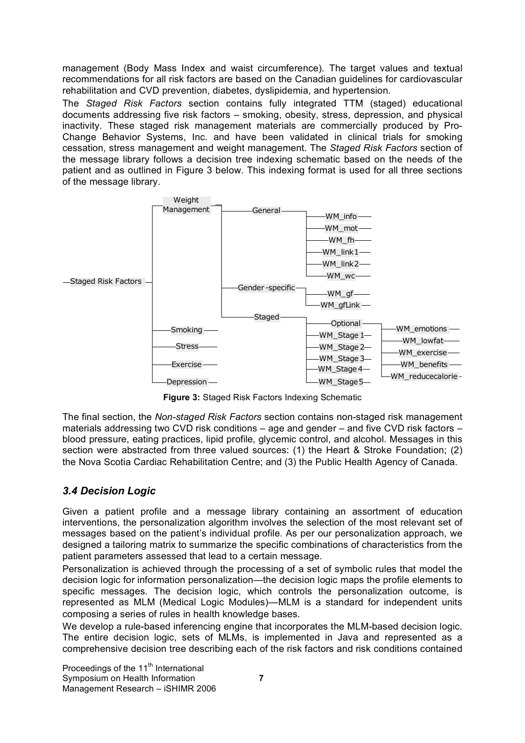management (Body Mass Index and waist circumference). The target values and textual recommendations for all risk factors are based on the Canadian guidelines for cardiovascular rehabilitation and CVD prevention, diabetes, dyslipidemia, and hypertension.

The *Staged Risk Factors* section contains fully integrated TTM (staged) educational documents addressing five risk factors – smoking, obesity, stress, depression, and physical inactivity. These staged risk management materials are commercially produced by Pro-Change Behavior Systems, Inc. and have been validated in clinical trials for smoking cessation, stress management and weight management. The *Staged Risk Factors* section of the message library follows a decision tree indexing schematic based on the needs of the patient and as outlined in Figure 3 below. This indexing format is used for all three sections of the message library.

- Staged Risk Factors
  - Weight Management
    - General
      - WM_info
      - WM_mot
      - WM_fh
      - WM_link1
      - WM_link2
      - WM_wc
    - Gender-specific
      - WM_gf
      - WM_gfLink
    - Staged
      - Optional
        - WM_emotions
        - WM_lowfat
        - WM_exercise
        - WM_benefits
        - WM_reducecalorie
      - WM_Stage 1
      - WM_Stage 2
      - WM_Stage 3
      - WM_Stage 4
      - WM_Stage 5
  - Smoking
  - Stress
  - Exercise
  - Depression

**Figure 3:** Staged Risk Factors Indexing Schematic

The final section, the *Non-staged Risk Factors* section contains non-staged risk management materials addressing two CVD risk conditions – age and gender – and five CVD risk factors – blood pressure, eating practices, lipid profile, glycemic control, and alcohol. Messages in this section were abstracted from three valued sources: (1) the Heart & Stroke Foundation; (2) the Nova Scotia Cardiac Rehabilitation Centre; and (3) the Public Health Agency of Canada.

### *3.4 Decision Logic*

Given a patient profile and a message library containing an assortment of education interventions, the personalization algorithm involves the selection of the most relevant set of messages based on the patient's individual profile. As per our personalization approach, we designed a tailoring matrix to summarize the specific combinations of characteristics from the patient parameters assessed that lead to a certain message.

Personalization is achieved through the processing of a set of symbolic rules that model the decision logic for information personalization—the decision logic maps the profile elements to specific messages. The decision logic, which controls the personalization outcome, is represented as MLM (Medical Logic Modules)—MLM is a standard for independent units composing a series of rules in health knowledge bases.

We develop a rule-based inferencing engine that incorporates the MLM-based decision logic. The entire decision logic, sets of MLMs, is implemented in Java and represented as a comprehensive decision tree describing each of the risk factors and risk conditions contained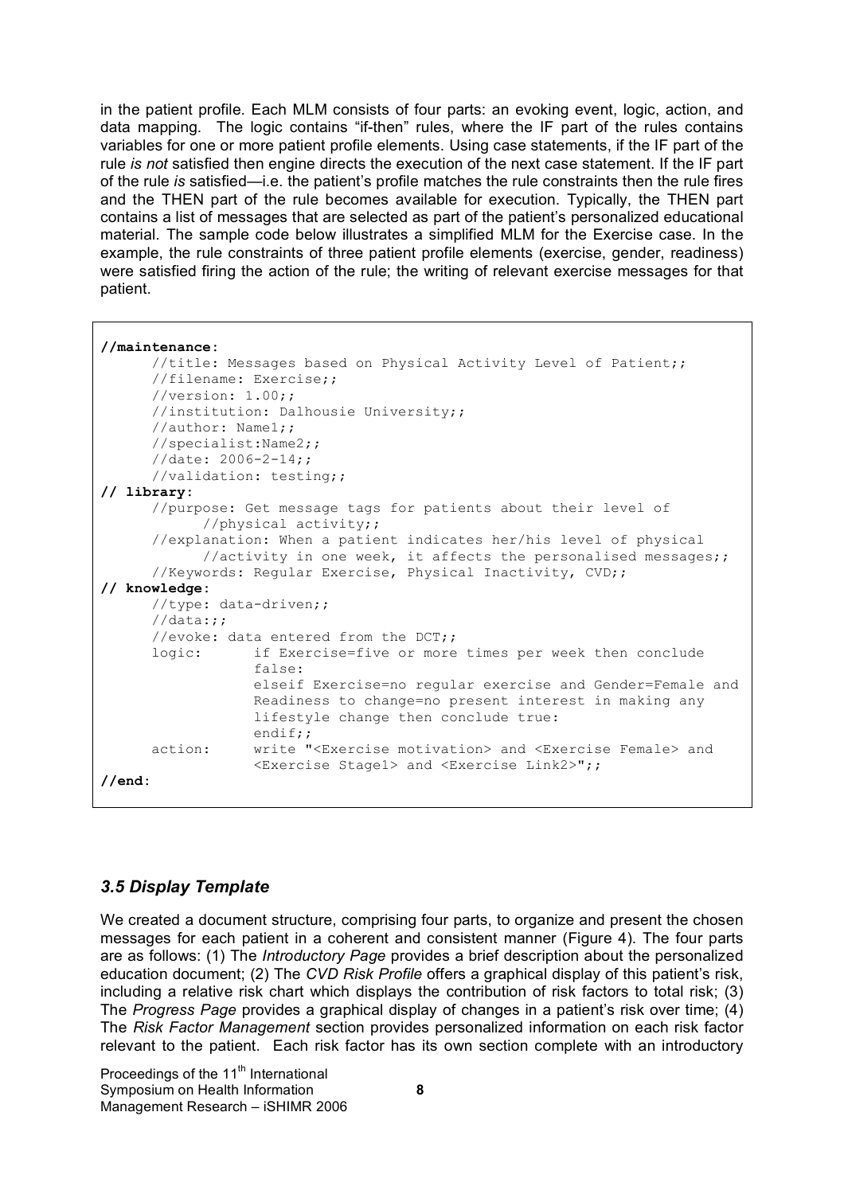in the patient profile. Each MLM consists of four parts: an evoking event, logic, action, and data mapping. The logic contains "if-then" rules, where the IF part of the rules contains variables for one or more patient profile elements. Using case statements, if the IF part of the rule *is not* satisfied then engine directs the execution of the next case statement. If the IF part of the rule *is* satisfied—i.e. the patient's profile matches the rule constraints then the rule fires and the THEN part of the rule becomes available for execution. Typically, the THEN part contains a list of messages that are selected as part of the patient's personalized educational material. The sample code below illustrates a simplified MLM for the Exercise case. In the example, the rule constraints of three patient profile elements (exercise, gender, readiness) were satisfied firing the action of the rule; the writing of relevant exercise messages for that patient.

```
//maintenance:
      //title: Messages based on Physical Activity Level of Patient;;
      //filename: Exercise;;
      //version: 1.00;;
      //institution: Dalhousie University;;
      //author: Name1;;
      //specialist:Name2;;
      //date: 2006-2-14;;
      //validation: testing;;
// library:
      //purpose: Get message tags for patients about their level of
            //physical activity;;
      //explanation: When a patient indicates her/his level of physical
            //activity in one week, it affects the personalised messages;;
      //Keywords: Regular Exercise, Physical Inactivity, CVD;;
// knowledge:
      //type: data-driven;;
      //data:;;
      //evoke: data entered from the DCT;;
      logic:      if Exercise=five or more times per week then conclude
                  false:
                  elseif Exercise=no regular exercise and Gender=Female and
                  Readiness to change=no present interest in making any
                  lifestyle change then conclude true:
                  endif;;
      action:     write "<Exercise motivation> and <Exercise Female> and
                  <Exercise Stage1> and <Exercise Link2>";;
//end:
```

### *3.5 Display Template*

We created a document structure, comprising four parts, to organize and present the chosen messages for each patient in a coherent and consistent manner (Figure 4). The four parts are as follows: (1) The *Introductory Page* provides a brief description about the personalized education document; (2) The *CVD Risk Profile* offers a graphical display of this patient's risk, including a relative risk chart which displays the contribution of risk factors to total risk; (3) The *Progress Page* provides a graphical display of changes in a patient's risk over time; (4) The *Risk Factor Management* section provides personalized information on each risk factor relevant to the patient. Each risk factor has its own section complete with an introductory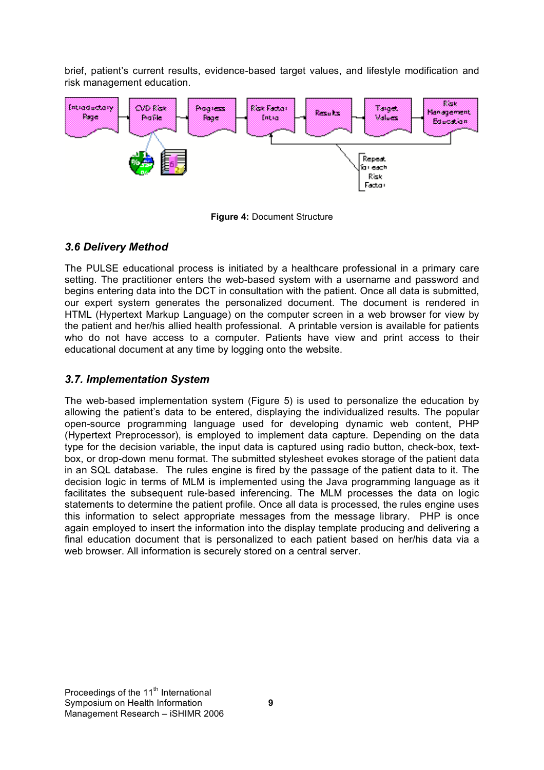brief, patient's current results, evidence-based target values, and lifestyle modification and risk management education.

**Figure 4:** Document Structure

### *3.6 Delivery Method*

The PULSE educational process is initiated by a healthcare professional in a primary care setting. The practitioner enters the web-based system with a username and password and begins entering data into the DCT in consultation with the patient. Once all data is submitted, our expert system generates the personalized document. The document is rendered in HTML (Hypertext Markup Language) on the computer screen in a web browser for view by the patient and her/his allied health professional. A printable version is available for patients who do not have access to a computer. Patients have view and print access to their educational document at any time by logging onto the website.

### *3.7. Implementation System*

The web-based implementation system (Figure 5) is used to personalize the education by allowing the patient's data to be entered, displaying the individualized results. The popular open-source programming language used for developing dynamic web content, PHP (Hypertext Preprocessor), is employed to implement data capture. Depending on the data type for the decision variable, the input data is captured using radio button, check-box, text-box, or drop-down menu format. The submitted stylesheet evokes storage of the patient data in an SQL database. The rules engine is fired by the passage of the patient data to it. The decision logic in terms of MLM is implemented using the Java programming language as it facilitates the subsequent rule-based inferencing. The MLM processes the data on logic statements to determine the patient profile. Once all data is processed, the rules engine uses this information to select appropriate messages from the message library. PHP is once again employed to insert the information into the display template producing and delivering a final education document that is personalized to each patient based on her/his data via a web browser. All information is securely stored on a central server.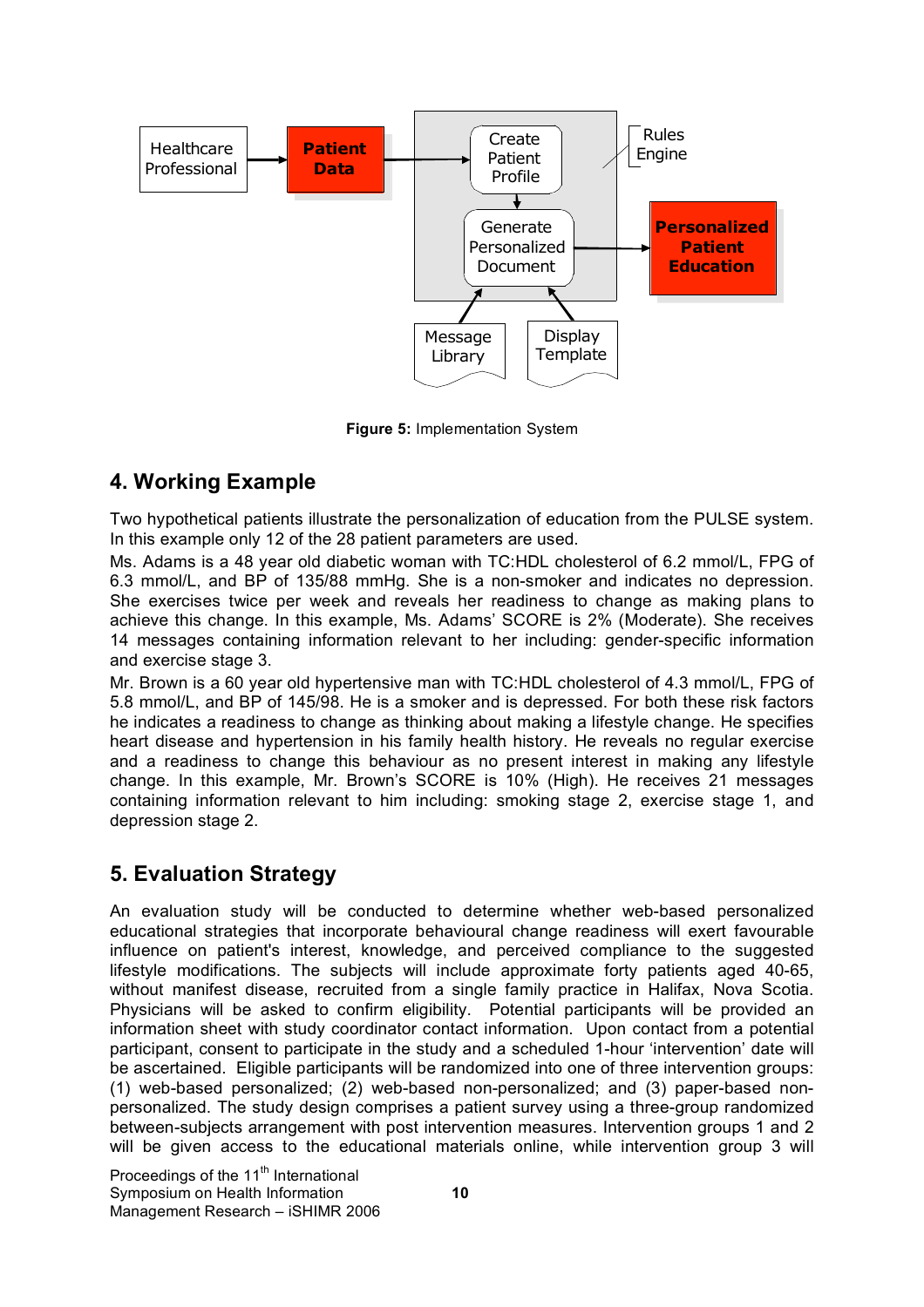Figure 5: Implementation System

## 4. Working Example

Two hypothetical patients illustrate the personalization of education from the PULSE system. In this example only 12 of the 28 patient parameters are used.

Ms. Adams is a 48 year old diabetic woman with TC:HDL cholesterol of 6.2 mmol/L, FPG of 6.3 mmol/L, and BP of 135/88 mmHg. She is a non-smoker and indicates no depression. She exercises twice per week and reveals her readiness to change as making plans to achieve this change. In this example, Ms. Adams' SCORE is 2% (Moderate). She receives 14 messages containing information relevant to her including: gender-specific information and exercise stage 3.

Mr. Brown is a 60 year old hypertensive man with TC:HDL cholesterol of 4.3 mmol/L, FPG of 5.8 mmol/L, and BP of 145/98. He is a smoker and is depressed. For both these risk factors he indicates a readiness to change as thinking about making a lifestyle change. He specifies heart disease and hypertension in his family health history. He reveals no regular exercise and a readiness to change this behaviour as no present interest in making any lifestyle change. In this example, Mr. Brown's SCORE is 10% (High). He receives 21 messages containing information relevant to him including: smoking stage 2, exercise stage 1, and depression stage 2.

## 5. Evaluation Strategy

An evaluation study will be conducted to determine whether web-based personalized educational strategies that incorporate behavioural change readiness will exert favourable influence on patient's interest, knowledge, and perceived compliance to the suggested lifestyle modifications. The subjects will include approximate forty patients aged 40-65, without manifest disease, recruited from a single family practice in Halifax, Nova Scotia. Physicians will be asked to confirm eligibility. Potential participants will be provided an information sheet with study coordinator contact information. Upon contact from a potential participant, consent to participate in the study and a scheduled 1-hour 'intervention' date will be ascertained. Eligible participants will be randomized into one of three intervention groups: (1) web-based personalized; (2) web-based non-personalized; and (3) paper-based non-personalized. The study design comprises a patient survey using a three-group randomized between-subjects arrangement with post intervention measures. Intervention groups 1 and 2 will be given access to the educational materials online, while intervention group 3 will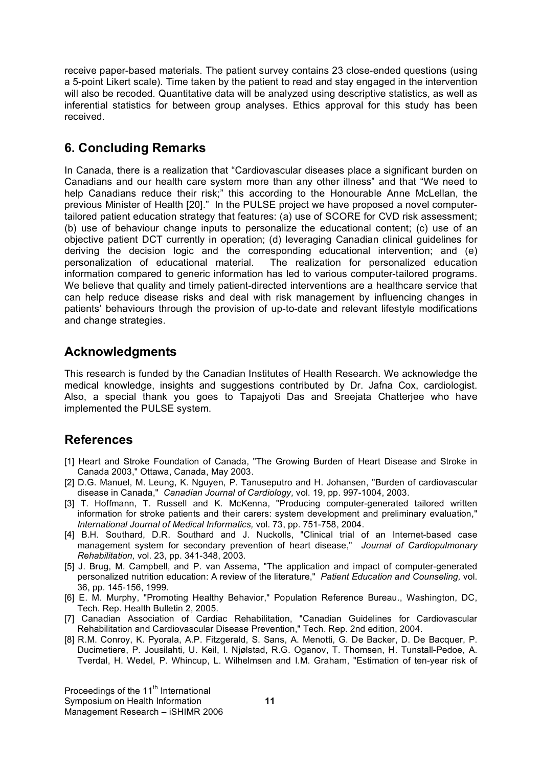receive paper-based materials. The patient survey contains 23 close-ended questions (using a 5-point Likert scale). Time taken by the patient to read and stay engaged in the intervention will also be recoded. Quantitative data will be analyzed using descriptive statistics, as well as inferential statistics for between group analyses. Ethics approval for this study has been received.

## 6. Concluding Remarks

In Canada, there is a realization that "Cardiovascular diseases place a significant burden on Canadians and our health care system more than any other illness" and that "We need to help Canadians reduce their risk;" this according to the Honourable Anne McLellan, the previous Minister of Health [20]." In the PULSE project we have proposed a novel computer-tailored patient education strategy that features: (a) use of SCORE for CVD risk assessment; (b) use of behaviour change inputs to personalize the educational content; (c) use of an objective patient DCT currently in operation; (d) leveraging Canadian clinical guidelines for deriving the decision logic and the corresponding educational intervention; and (e) personalization of educational material. The realization for personalized education information compared to generic information has led to various computer-tailored programs. We believe that quality and timely patient-directed interventions are a healthcare service that can help reduce disease risks and deal with risk management by influencing changes in patients' behaviours through the provision of up-to-date and relevant lifestyle modifications and change strategies.

## Acknowledgments

This research is funded by the Canadian Institutes of Health Research. We acknowledge the medical knowledge, insights and suggestions contributed by Dr. Jafna Cox, cardiologist. Also, a special thank you goes to Tapajyoti Das and Sreejata Chatterjee who have implemented the PULSE system.

## References

[1] Heart and Stroke Foundation of Canada, "The Growing Burden of Heart Disease and Stroke in Canada 2003," Ottawa, Canada, May 2003.

[2] D.G. Manuel, M. Leung, K. Nguyen, P. Tanuseputro and H. Johansen, "Burden of cardiovascular disease in Canada," *Canadian Journal of Cardiology,* vol. 19, pp. 997-1004, 2003.

[3] T. Hoffmann, T. Russell and K. McKenna, "Producing computer-generated tailored written information for stroke patients and their carers: system development and preliminary evaluation," *International Journal of Medical Informatics,* vol. 73, pp. 751-758, 2004.

[4] B.H. Southard, D.R. Southard and J. Nuckolls, "Clinical trial of an Internet-based case management system for secondary prevention of heart disease," *Journal of Cardiopulmonary Rehabilitation,* vol. 23, pp. 341-348, 2003.

[5] J. Brug, M. Campbell, and P. van Assema, "The application and impact of computer-generated personalized nutrition education: A review of the literature," *Patient Education and Counseling,* vol. 36, pp. 145-156, 1999.

[6] E. M. Murphy, "Promoting Healthy Behavior," Population Reference Bureau., Washington, DC, Tech. Rep. Health Bulletin 2, 2005.

[7] Canadian Association of Cardiac Rehabilitation, "Canadian Guidelines for Cardiovascular Rehabilitation and Cardiovascular Disease Prevention," Tech. Rep. 2nd edition, 2004.

[8] R.M. Conroy, K. Pyorala, A.P. Fitzgerald, S. Sans, A. Menotti, G. De Backer, D. De Bacquer, P. Ducimetiere, P. Jousilahti, U. Keil, I. Njølstad, R.G. Oganov, T. Thomsen, H. Tunstall-Pedoe, A. Tverdal, H. Wedel, P. Whincup, L. Wilhelmsen and I.M. Graham, "Estimation of ten-year risk of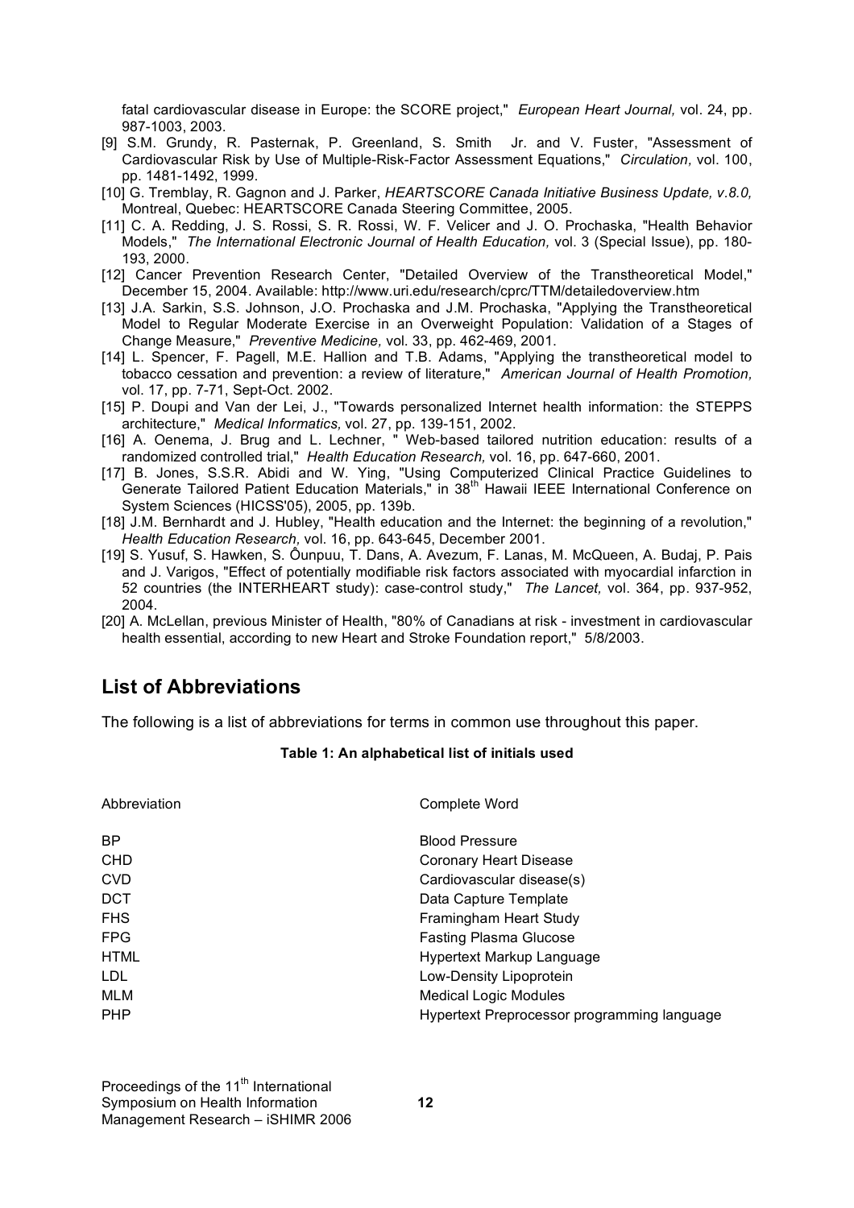fatal cardiovascular disease in Europe: the SCORE project," *European Heart Journal,* vol. 24, pp. 987-1003, 2003.

[9] S.M. Grundy, R. Pasternak, P. Greenland, S. Smith Jr. and V. Fuster, "Assessment of Cardiovascular Risk by Use of Multiple-Risk-Factor Assessment Equations," *Circulation,* vol. 100, pp. 1481-1492, 1999.

[10] G. Tremblay, R. Gagnon and J. Parker, *HEARTSCORE Canada Initiative Business Update, v.8.0,* Montreal, Quebec: HEARTSCORE Canada Steering Committee, 2005.

[11] C. A. Redding, J. S. Rossi, S. R. Rossi, W. F. Velicer and J. O. Prochaska, "Health Behavior Models," *The International Electronic Journal of Health Education,* vol. 3 (Special Issue), pp. 180-193, 2000.

[12] Cancer Prevention Research Center, "Detailed Overview of the Transtheoretical Model," December 15, 2004. Available: http://www.uri.edu/research/cprc/TTM/detailedoverview.htm

[13] J.A. Sarkin, S.S. Johnson, J.O. Prochaska and J.M. Prochaska, "Applying the Transtheoretical Model to Regular Moderate Exercise in an Overweight Population: Validation of a Stages of Change Measure," *Preventive Medicine,* vol. 33, pp. 462-469, 2001.

[14] L. Spencer, F. Pagell, M.E. Hallion and T.B. Adams, "Applying the transtheoretical model to tobacco cessation and prevention: a review of literature," *American Journal of Health Promotion,* vol. 17, pp. 7-71, Sept-Oct. 2002.

[15] P. Doupi and Van der Lei, J., "Towards personalized Internet health information: the STEPPS architecture," *Medical Informatics,* vol. 27, pp. 139-151, 2002.

[16] A. Oenema, J. Brug and L. Lechner, " Web-based tailored nutrition education: results of a randomized controlled trial," *Health Education Research,* vol. 16, pp. 647-660, 2001.

[17] B. Jones, S.S.R. Abidi and W. Ying, "Using Computerized Clinical Practice Guidelines to Generate Tailored Patient Education Materials," in 38th Hawaii IEEE International Conference on System Sciences (HICSS'05), 2005, pp. 139b.

[18] J.M. Bernhardt and J. Hubley, "Health education and the Internet: the beginning of a revolution," *Health Education Research,* vol. 16, pp. 643-645, December 2001.

[19] S. Yusuf, S. Hawken, S. Ôunpuu, T. Dans, A. Avezum, F. Lanas, M. McQueen, A. Budaj, P. Pais and J. Varigos, "Effect of potentially modifiable risk factors associated with myocardial infarction in 52 countries (the INTERHEART study): case-control study," *The Lancet,* vol. 364, pp. 937-952, 2004.

[20] A. McLellan, previous Minister of Health, "80% of Canadians at risk - investment in cardiovascular health essential, according to new Heart and Stroke Foundation report," 5/8/2003.

## List of Abbreviations

The following is a list of abbreviations for terms in common use throughout this paper.

**Table 1: An alphabetical list of initials used**

| Abbreviation | Complete Word |
|---|---|
| BP | Blood Pressure |
| CHD | Coronary Heart Disease |
| CVD | Cardiovascular disease(s) |
| DCT | Data Capture Template |
| FHS | Framingham Heart Study |
| FPG | Fasting Plasma Glucose |
| HTML | Hypertext Markup Language |
| LDL | Low-Density Lipoprotein |
| MLM | Medical Logic Modules |
| PHP | Hypertext Preprocessor programming language |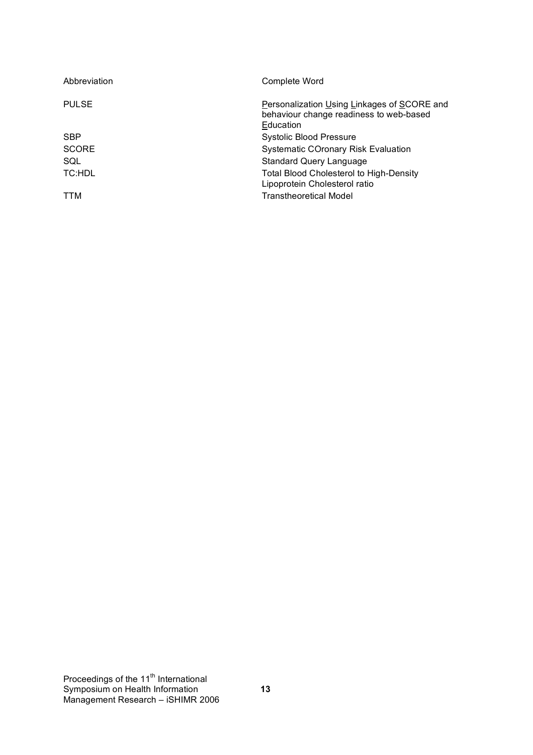| Abbreviation | Complete Word |
| --- | --- |
| PULSE | Personalization Using Linkages of SCORE and behaviour change readiness to web-based Education |
| SBP | Systolic Blood Pressure |
| SCORE | Systematic COronary Risk Evaluation |
| SQL | Standard Query Language |
| TC:HDL | Total Blood Cholesterol to High-Density Lipoprotein Cholesterol ratio |
| TTM | Transtheoretical Model |